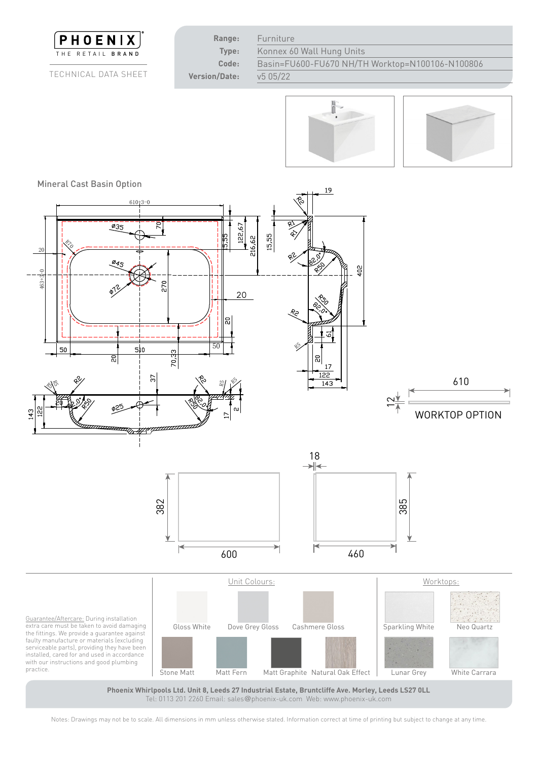**PHOENIX**
THE RETAIL BRAND

TECHNICAL DATA SHEET

| | |
|---|---|
| **Range:** | Furniture |
| **Type:** | Konnex 60 Wall Hung Units |
| **Code:** | Basin=FU600-FU670 NH/TH Worktop=N100106-N100806 |
| **Version/Date:** | v5 05/22 |

## Mineral Cast Basin Option

610 +3/-0, 463 +3/-0, Ø35, Ø45, Ø72, Ø25, 70, 270, 20, 50, 510, 70,33, 15,55, 122,67, 216,62, 19, 402, 61, 17, 122, 143, 37, 2, R1, R2, R5, R50, R70, 82.0°

WORKTOP OPTION: 610, 12

600 × 382, 460 × 385, 18

**Unit Colours:**

- Gloss White
- Dove Grey Gloss
- Cashmere Gloss
- Stone Matt
- Matt Fern
- Matt Graphite
- Natural Oak Effect

**Worktops:**

- Sparkling White
- Neo Quartz
- Lunar Grey
- White Carrara

Guarantee/Aftercare: During installation extra care must be taken to avoid damaging the fittings. We provide a guarantee against faulty manufacture or materials (excluding serviceable parts), providing they have been installed, cared for and used in accordance with our instructions and good plumbing practice.

**Phoenix Whirlpools Ltd. Unit 8, Leeds 27 Industrial Estate, Bruntcliffe Ave. Morley, Leeds LS27 0LL**
Tel: 0113 201 2260 Email: sales@phoenix-uk.com Web: www.phoenix-uk.com

Notes: Drawings may not be to scale. All dimensions in mm unless otherwise stated. Information correct at time of printing but subject to change at any time.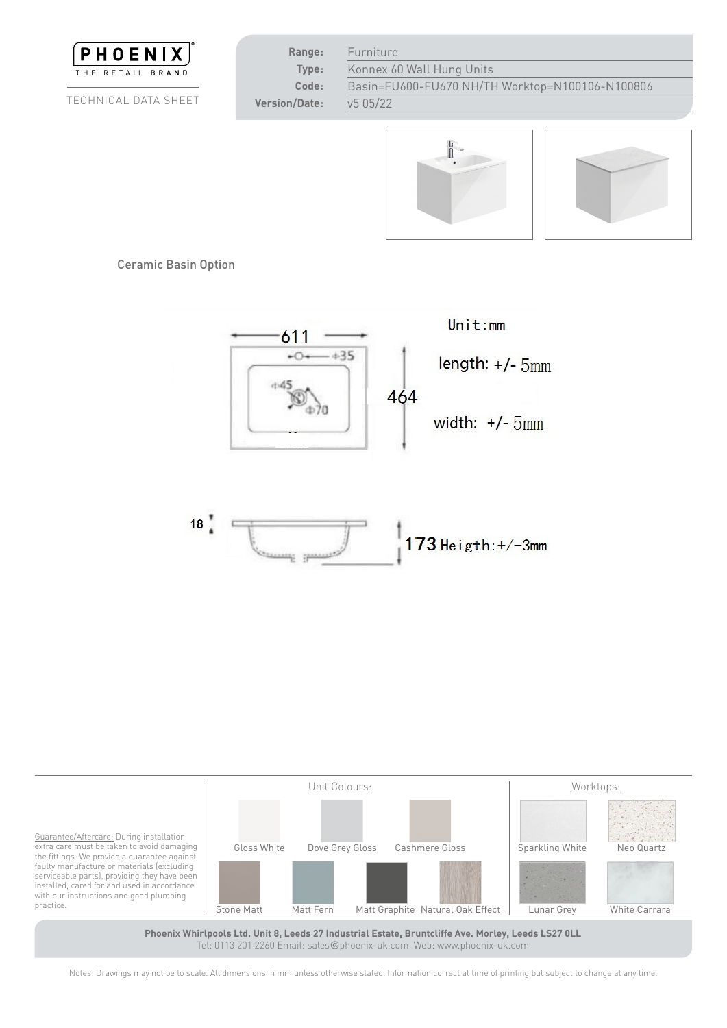TECHNICAL DATA SHEET

| | |
|---|---|
| **Range:** | Furniture |
| **Type:** | Konnex 60 Wall Hung Units |
| **Code:** | Basin=FU600-FU670 NH/TH Worktop=N100106-N100806 |
| **Version/Date:** | v5 05/22 |

Ceramic Basin Option

611

Φ35

Φ45

Φ70

464

Unit:mm

length: +/- 5mm

width: +/- 5mm

18

173 Heigth:+/-3mm

Guarantee/Aftercare: During installation extra care must be taken to avoid damaging the fittings. We provide a guarantee against faulty manufacture or materials (excluding serviceable parts), providing they have been installed, cared for and used in accordance with our instructions and good plumbing practice.

Unit Colours:

- Gloss White
- Dove Grey Gloss
- Cashmere Gloss
- Stone Matt
- Matt Fern
- Matt Graphite
- Natural Oak Effect

Worktops:

- Sparkling White
- Neo Quartz
- Lunar Grey
- White Carrara

**Phoenix Whirlpools Ltd. Unit 8, Leeds 27 Industrial Estate, Bruntcliffe Ave. Morley, Leeds LS27 0LL**
Tel: 0113 201 2260 Email: sales@phoenix-uk.com Web: www.phoenix-uk.com

Notes: Drawings may not be to scale. All dimensions in mm unless otherwise stated. Information correct at time of printing but subject to change at any time.